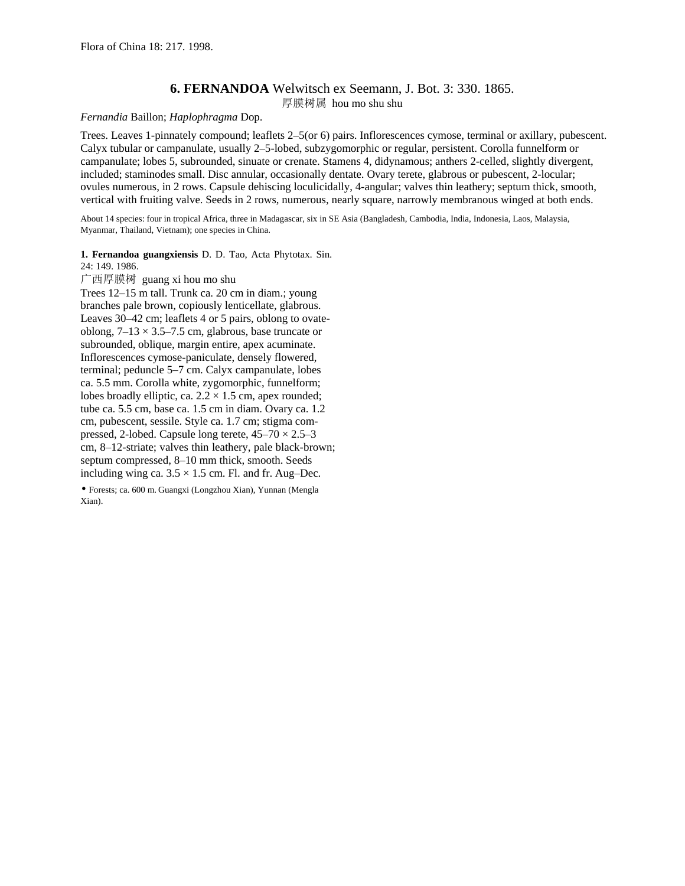Flora of China 18: 217. 1998.

## 6. **FERNANDOA** Welwitsch ex Seemann, J. Bot. 3: 330. 1865.

厚膜树属 hou mo shu shu

*Fernandia* Baillon; *Haplophragma* Dop.

Trees. Leaves 1-pinnately compound; leaflets 2–5(or 6) pairs. Inflorescences cymose, terminal or axillary, pubescent. Calyx tubular or campanulate, usually 2–5-lobed, subzygomorphic or regular, persistent. Corolla funnelform or campanulate; lobes 5, subrounded, sinuate or crenate. Stamens 4, didynamous; anthers 2-celled, slightly divergent, included; staminodes small. Disc annular, occasionally dentate. Ovary terete, glabrous or pubescent, 2-locular; ovules numerous, in 2 rows. Capsule dehiscing loculicidally, 4-angular; valves thin leathery; septum thick, smooth, vertical with fruiting valve. Seeds in 2 rows, numerous, nearly square, narrowly membranous winged at both ends.

About 14 species: four in tropical Africa, three in Madagascar, six in SE Asia (Bangladesh, Cambodia, India, Indonesia, Laos, Malaysia, Myanmar, Thailand, Vietnam); one species in China.

**1. Fernandoa guangxiensis** D. D. Tao, Acta Phytotax. Sin. 24: 149. 1986.

广西厚膜树 guang xi hou mo shu

Trees 12–15 m tall. Trunk ca. 20 cm in diam.; young branches pale brown, copiously lenticellate, glabrous. Leaves 30–42 cm; leaflets 4 or 5 pairs, oblong to ovate-oblong, 7–13 × 3.5–7.5 cm, glabrous, base truncate or subrounded, oblique, margin entire, apex acuminate. Inflorescences cymose-paniculate, densely flowered, terminal; peduncle 5–7 cm. Calyx campanulate, lobes ca. 5.5 mm. Corolla white, zygomorphic, funnelform; lobes broadly elliptic, ca. 2.2 × 1.5 cm, apex rounded; tube ca. 5.5 cm, base ca. 1.5 cm in diam. Ovary ca. 1.2 cm, pubescent, sessile. Style ca. 1.7 cm; stigma compressed, 2-lobed. Capsule long terete, 45–70 × 2.5–3 cm, 8–12-striate; valves thin leathery, pale black-brown; septum compressed, 8–10 mm thick, smooth. Seeds including wing ca. 3.5 × 1.5 cm. Fl. and fr. Aug–Dec.

• Forests; ca. 600 m. Guangxi (Longzhou Xian), Yunnan (Mengla Xian).